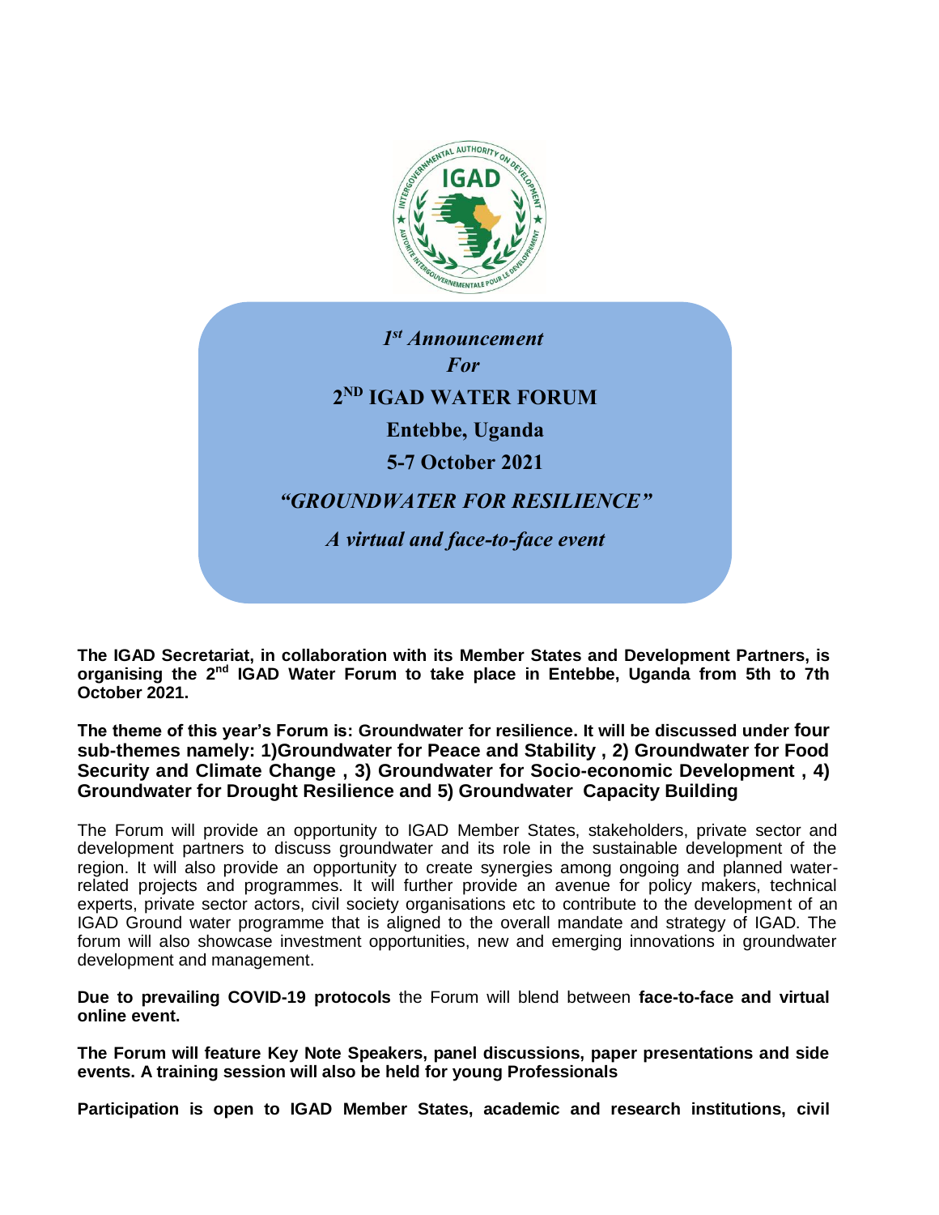*1st Announcement*

*For*

**2ND IGAD WATER FORUM**

**Entebbe, Uganda**

**5-7 October 2021**

***"GROUNDWATER FOR RESILIENCE"***

***A virtual and face-to-face event***

**The IGAD Secretariat, in collaboration with its Member States and Development Partners, is organising the 2nd IGAD Water Forum to take place in Entebbe, Uganda from 5th to 7th October 2021.**

**The theme of this year's Forum is: Groundwater for resilience. It will be discussed under four sub-themes namely: 1)Groundwater for Peace and Stability , 2) Groundwater for Food Security and Climate Change , 3) Groundwater for Socio-economic Development , 4) Groundwater for Drought Resilience and 5) Groundwater Capacity Building**

The Forum will provide an opportunity to IGAD Member States, stakeholders, private sector and development partners to discuss groundwater and its role in the sustainable development of the region. It will also provide an opportunity to create synergies among ongoing and planned water-related projects and programmes. It will further provide an avenue for policy makers, technical experts, private sector actors, civil society organisations etc to contribute to the development of an IGAD Ground water programme that is aligned to the overall mandate and strategy of IGAD. The forum will also showcase investment opportunities, new and emerging innovations in groundwater development and management.

**Due to prevailing COVID-19 protocols** the Forum will blend between **face-to-face and virtual online event.**

**The Forum will feature Key Note Speakers, panel discussions, paper presentations and side events. A training session will also be held for young Professionals**

**Participation is open to IGAD Member States, academic and research institutions, civil**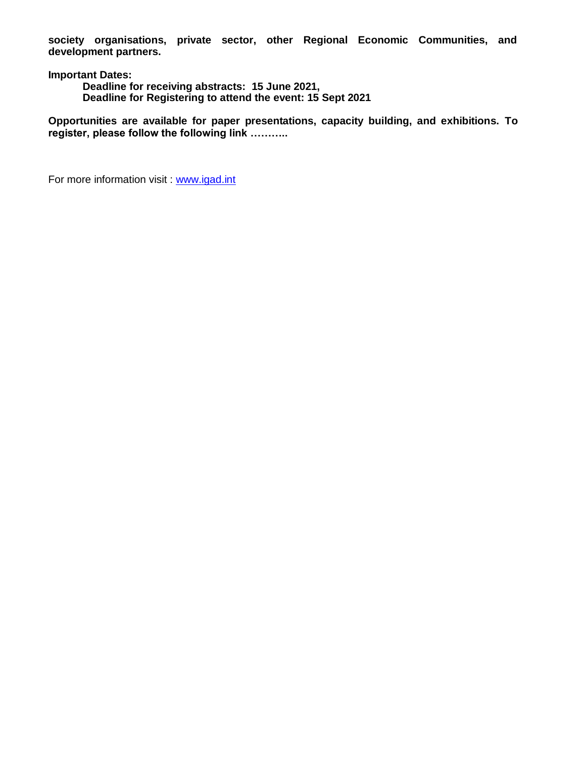**society organisations, private sector, other Regional Economic Communities, and development partners.**

**Important Dates:**

**Deadline for receiving abstracts: 15 June 2021,**
**Deadline for Registering to attend the event: 15 Sept 2021**

**Opportunities are available for paper presentations, capacity building, and exhibitions. To register, please follow the following link ………..**

For more information visit : [www.igad.int](www.igad.int)